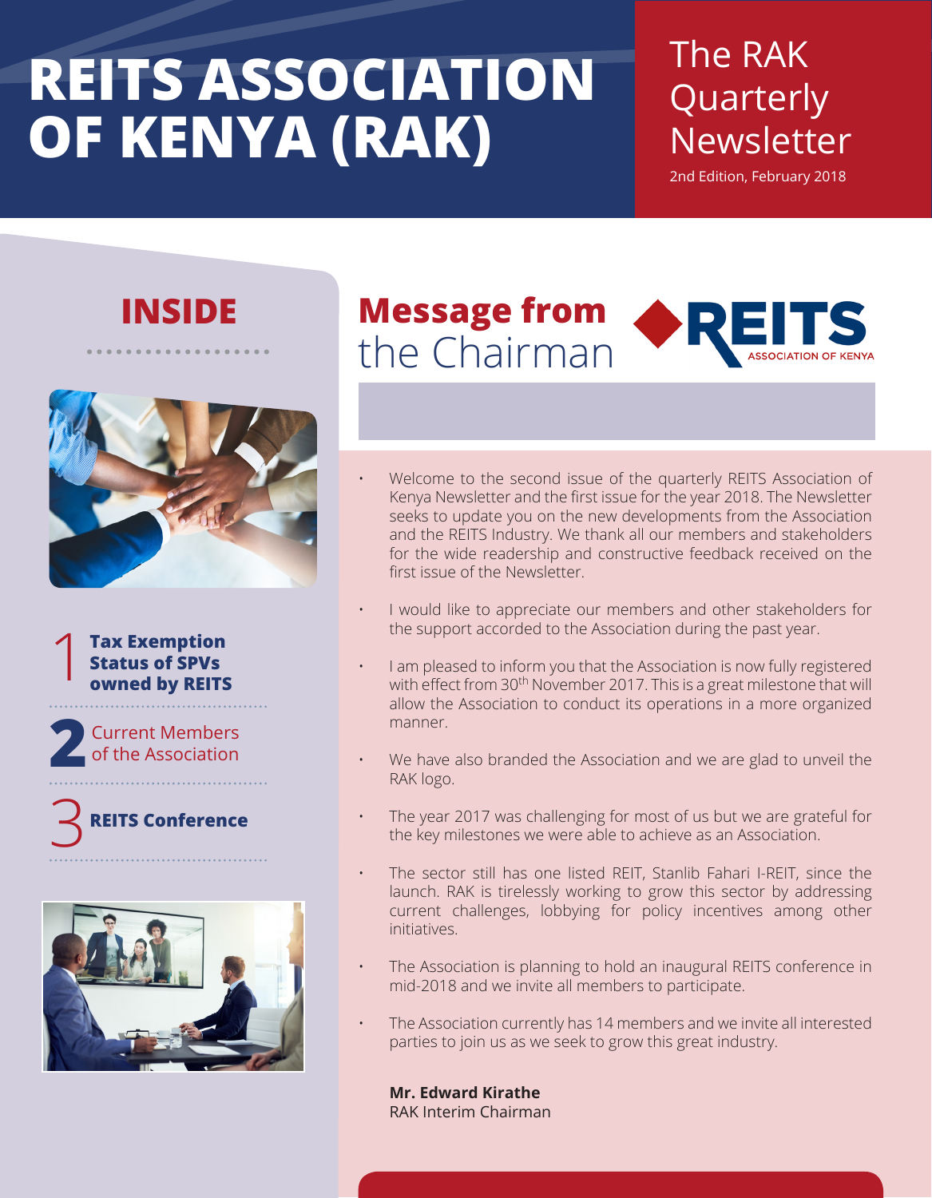# REITS ASSOCIATION OF KENYA (RAK)

**The RAK Quarterly Newsletter**

2nd Edition, February 2018

## INSIDE

1. **Tax Exemption Status of SPVs owned by REITS**
2. Current Members of the Association
3. **REITS Conference**

## Message from the Chairman

REITS ASSOCIATION OF KENYA

- Welcome to the second issue of the quarterly REITS Association of Kenya Newsletter and the first issue for the year 2018. The Newsletter seeks to update you on the new developments from the Association and the REITS Industry. We thank all our members and stakeholders for the wide readership and constructive feedback received on the first issue of the Newsletter.
- I would like to appreciate our members and other stakeholders for the support accorded to the Association during the past year.
- I am pleased to inform you that the Association is now fully registered with effect from 30th November 2017. This is a great milestone that will allow the Association to conduct its operations in a more organized manner.
- We have also branded the Association and we are glad to unveil the RAK logo.
- The year 2017 was challenging for most of us but we are grateful for the key milestones we were able to achieve as an Association.
- The sector still has one listed REIT, Stanlib Fahari I-REIT, since the launch. RAK is tirelessly working to grow this sector by addressing current challenges, lobbying for policy incentives among other initiatives.
- The Association is planning to hold an inaugural REITS conference in mid-2018 and we invite all members to participate.
- The Association currently has 14 members and we invite all interested parties to join us as we seek to grow this great industry.

**Mr. Edward Kirathe**
RAK Interim Chairman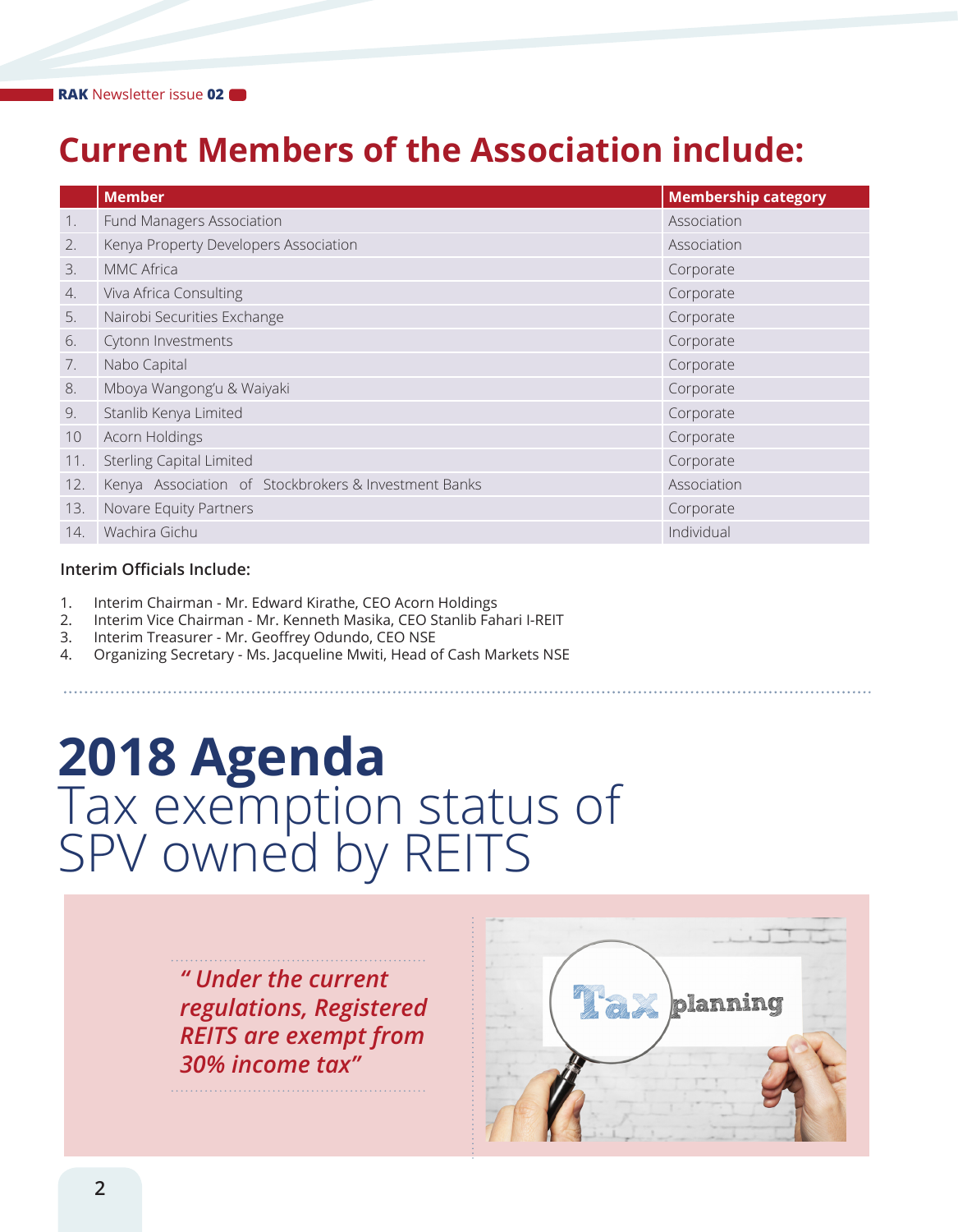# Current Members of the Association include:

| | Member | Membership category |
|---|---|---|
| 1. | Fund Managers Association | Association |
| 2. | Kenya Property Developers Association | Association |
| 3. | MMC Africa | Corporate |
| 4. | Viva Africa Consulting | Corporate |
| 5. | Nairobi Securities Exchange | Corporate |
| 6. | Cytonn Investments | Corporate |
| 7. | Nabo Capital | Corporate |
| 8. | Mboya Wangong'u & Waiyaki | Corporate |
| 9. | Stanlib Kenya Limited | Corporate |
| 10 | Acorn Holdings | Corporate |
| 11. | Sterling Capital Limited | Corporate |
| 12. | Kenya Association of Stockbrokers & Investment Banks | Association |
| 13. | Novare Equity Partners | Corporate |
| 14. | Wachira Gichu | Individual |

**Interim Officials Include:**

1. Interim Chairman - Mr. Edward Kirathe, CEO Acorn Holdings
2. Interim Vice Chairman - Mr. Kenneth Masika, CEO Stanlib Fahari I-REIT
3. Interim Treasurer - Mr. Geoffrey Odundo, CEO NSE
4. Organizing Secretary - Ms. Jacqueline Mwiti, Head of Cash Markets NSE

# 2018 Agenda

## Tax exemption status of SPV owned by REITS

*" Under the current regulations, Registered REITS are exempt from 30% income tax"*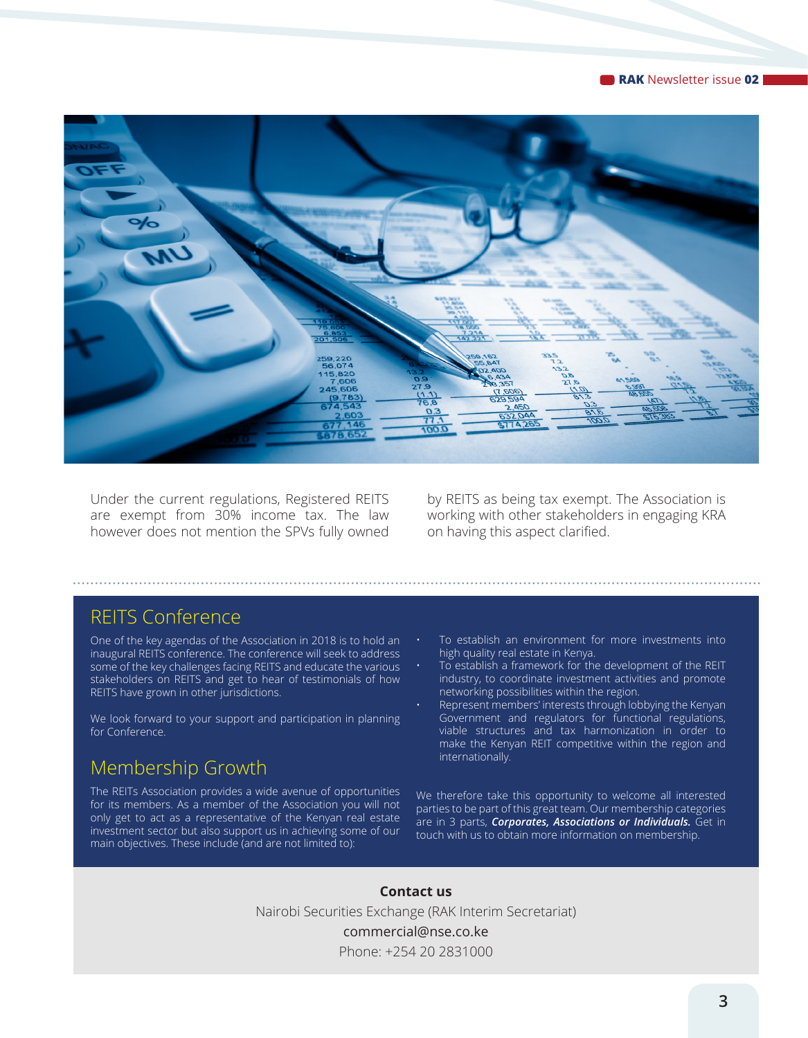Under the current regulations, Registered REITS are exempt from 30% income tax. The law however does not mention the SPVs fully owned by REITS as being tax exempt. The Association is working with other stakeholders in engaging KRA on having this aspect clarified.

## REITS Conference

One of the key agendas of the Association in 2018 is to hold an inaugural REITS conference. The conference will seek to address some of the key challenges facing REITS and educate the various stakeholders on REITS and get to hear of testimonials of how REITS have grown in other jurisdictions.

We look forward to your support and participation in planning for Conference.

## Membership Growth

The REITs Association provides a wide avenue of opportunities for its members. As a member of the Association you will not only get to act as a representative of the Kenyan real estate investment sector but also support us in achieving some of our main objectives. These include (and are not limited to):

- To establish an environment for more investments into high quality real estate in Kenya.
- To establish a framework for the development of the REIT industry, to coordinate investment activities and promote networking possibilities within the region.
- Represent members' interests through lobbying the Kenyan Government and regulators for functional regulations, viable structures and tax harmonization in order to make the Kenyan REIT competitive within the region and internationally.

We therefore take this opportunity to welcome all interested parties to be part of this great team. Our membership categories are in 3 parts, ***Corporates, Associations or Individuals.*** Get in touch with us to obtain more information on membership.

**Contact us**

Nairobi Securities Exchange (RAK Interim Secretariat)

commercial@nse.co.ke

Phone: +254 20 2831000